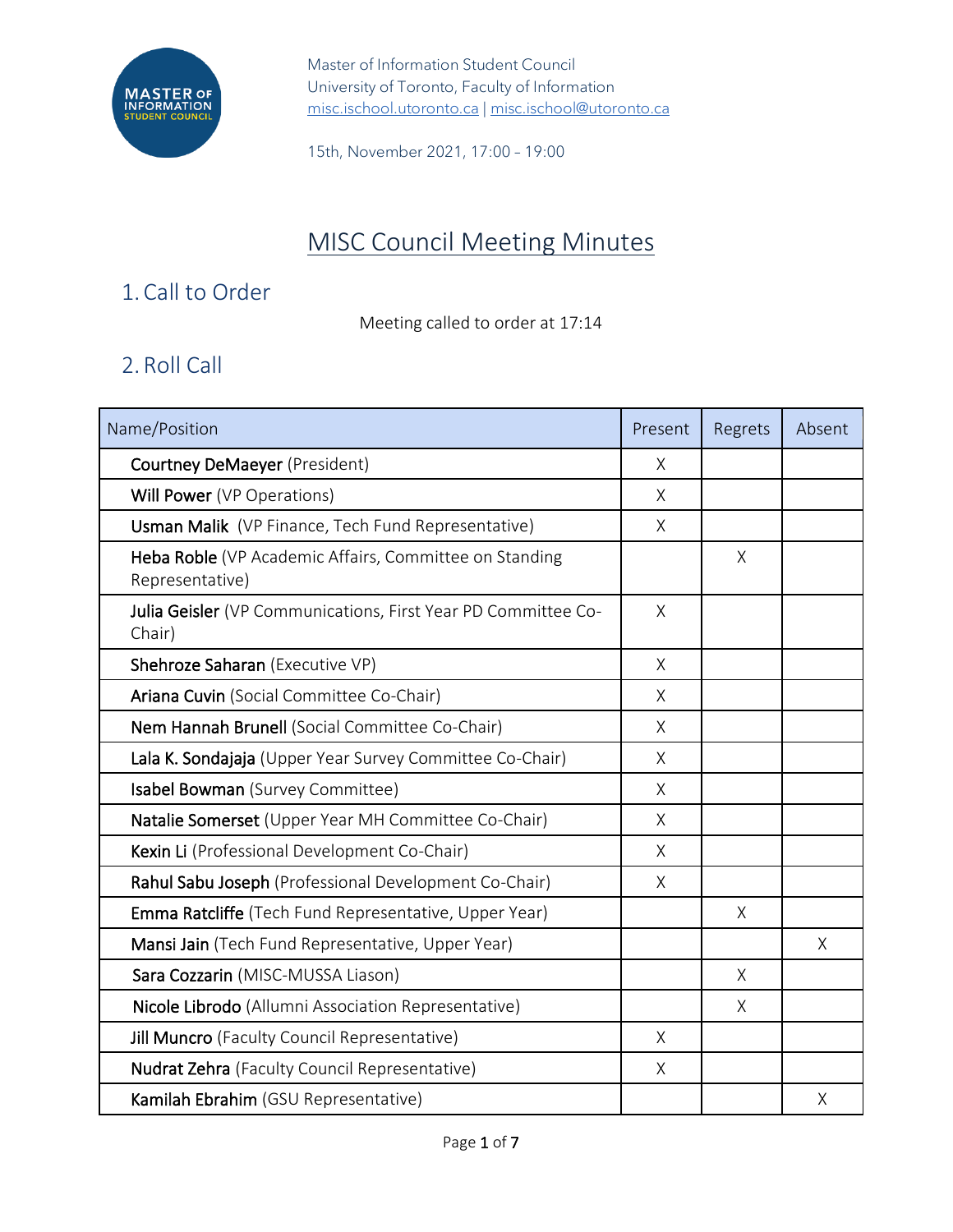Master of Information Student Council
University of Toronto, Faculty of Information
misc.ischool.utoronto.ca | misc.ischool@utoronto.ca

15th, November 2021, 17:00 – 19:00

# MISC Council Meeting Minutes

## 1. Call to Order

Meeting called to order at 17:14

## 2. Roll Call

| Name/Position | Present | Regrets | Absent |
|---|---|---|---|
| **Courtney DeMaeyer** (President) | X | | |
| **Will Power** (VP Operations) | X | | |
| **Usman Malik** (VP Finance, Tech Fund Representative) | X | | |
| **Heba Roble** (VP Academic Affairs, Committee on Standing Representative) | | X | |
| **Julia Geisler** (VP Communications, First Year PD Committee Co-Chair) | X | | |
| **Shehroze Saharan** (Executive VP) | X | | |
| **Ariana Cuvin** (Social Committee Co-Chair) | X | | |
| **Nem Hannah Brunell** (Social Committee Co-Chair) | X | | |
| **Lala K. Sondajaja** (Upper Year Survey Committee Co-Chair) | X | | |
| **Isabel Bowman** (Survey Committee) | X | | |
| **Natalie Somerset** (Upper Year MH Committee Co-Chair) | X | | |
| **Kexin Li** (Professional Development Co-Chair) | X | | |
| **Rahul Sabu Joseph** (Professional Development Co-Chair) | X | | |
| **Emma Ratcliffe** (Tech Fund Representative, Upper Year) | | X | |
| **Mansi Jain** (Tech Fund Representative, Upper Year) | | | X |
| **Sara Cozzarin** (MISC-MUSSA Liason) | | X | |
| **Nicole Librodo** (Allumni Association Representative) | | X | |
| **Jill Muncro** (Faculty Council Representative) | X | | |
| **Nudrat Zehra** (Faculty Council Representative) | X | | |
| **Kamilah Ebrahim** (GSU Representative) | | | X |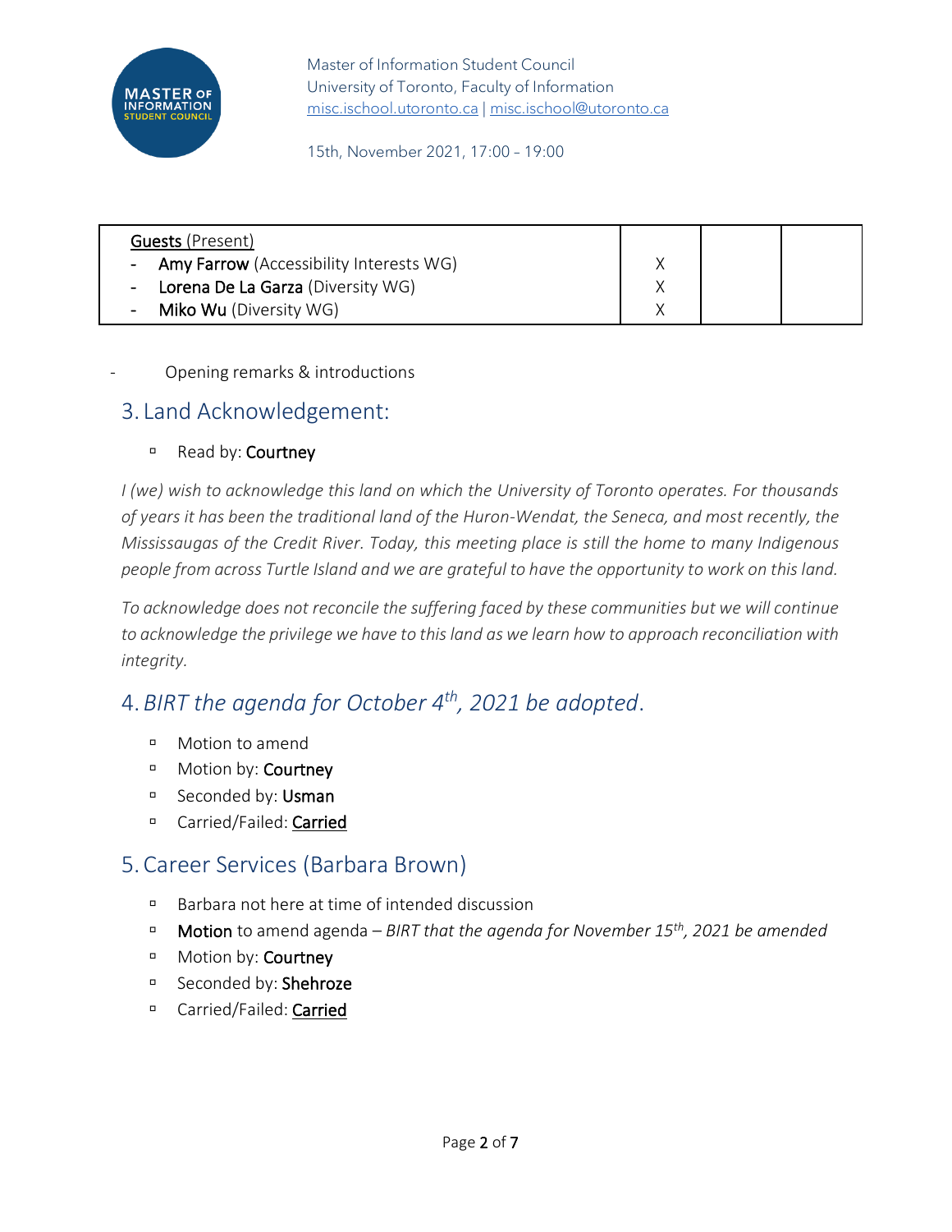Master of Information Student Council
University of Toronto, Faculty of Information
misc.ischool.utoronto.ca | misc.ischool@utoronto.ca

15th, November 2021, 17:00 – 19:00

| Guests (Present) | | | |
|---|---|---|---|
| - **Amy Farrow** (Accessibility Interests WG) | X | | |
| - **Lorena De La Garza** (Diversity WG) | X | | |
| - **Miko Wu** (Diversity WG) | X | | |

- Opening remarks & introductions

## 3. Land Acknowledgement:

- Read by: **Courtney**

*I (we) wish to acknowledge this land on which the University of Toronto operates. For thousands of years it has been the traditional land of the Huron-Wendat, the Seneca, and most recently, the Mississaugas of the Credit River. Today, this meeting place is still the home to many Indigenous people from across Turtle Island and we are grateful to have the opportunity to work on this land.*

*To acknowledge does not reconcile the suffering faced by these communities but we will continue to acknowledge the privilege we have to this land as we learn how to approach reconciliation with integrity.*

## 4. *BIRT the agenda for October 4th, 2021 be adopted*.

- Motion to amend
- Motion by: **Courtney**
- Seconded by: **Usman**
- Carried/Failed: **Carried**

## 5. Career Services (Barbara Brown)

- Barbara not here at time of intended discussion
- **Motion** to amend agenda – *BIRT that the agenda for November 15th, 2021 be amended*
- Motion by: **Courtney**
- Seconded by: **Shehroze**
- Carried/Failed: **Carried**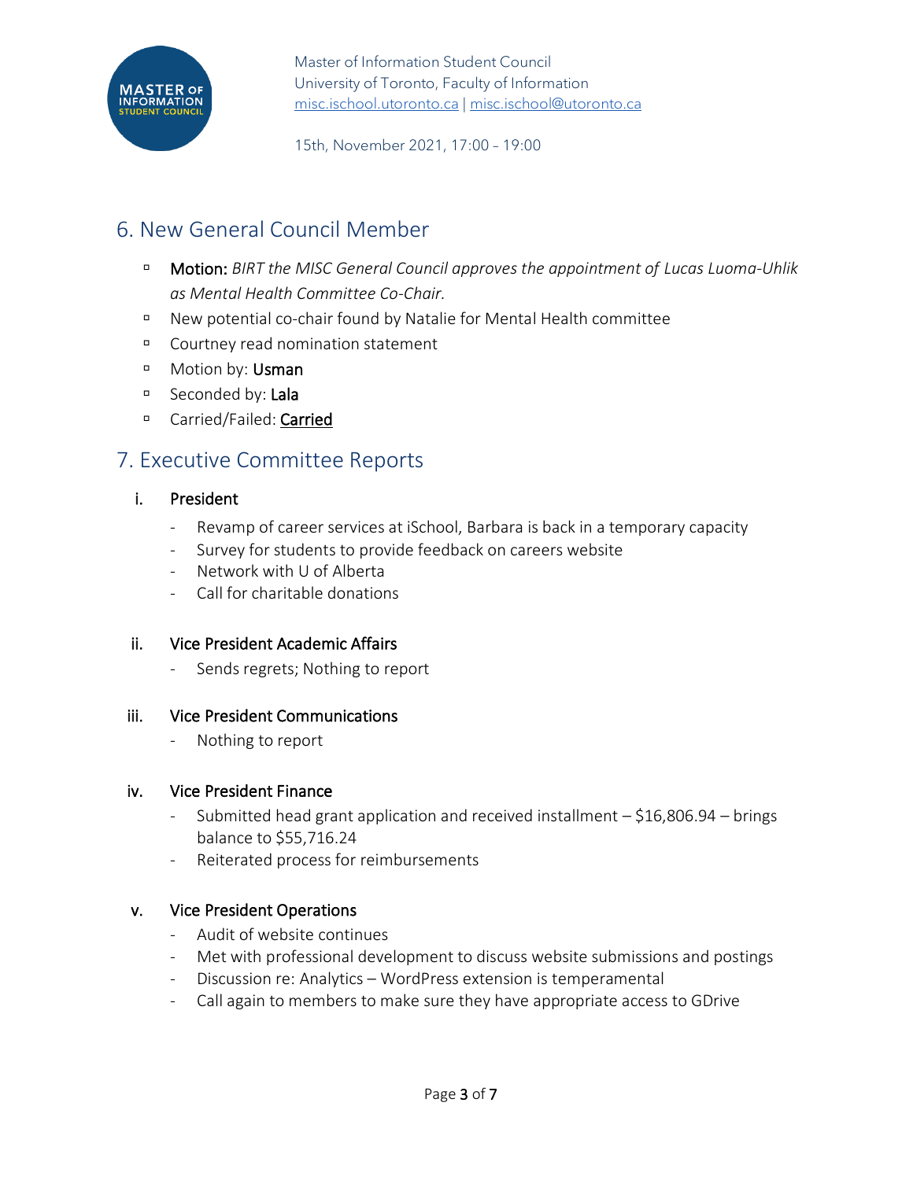## 6. New General Council Member

- **Motion:** *BIRT the MISC General Council approves the appointment of Lucas Luoma-Uhlik as Mental Health Committee Co-Chair.*
- New potential co-chair found by Natalie for Mental Health committee
- Courtney read nomination statement
- Motion by: **Usman**
- Seconded by: **Lala**
- Carried/Failed: **Carried**

## 7. Executive Committee Reports

### i. President

- Revamp of career services at iSchool, Barbara is back in a temporary capacity
- Survey for students to provide feedback on careers website
- Network with U of Alberta
- Call for charitable donations

### ii. Vice President Academic Affairs

- Sends regrets; Nothing to report

### iii. Vice President Communications

- Nothing to report

### iv. Vice President Finance

- Submitted head grant application and received installment – $16,806.94 – brings balance to $55,716.24
- Reiterated process for reimbursements

### v. Vice President Operations

- Audit of website continues
- Met with professional development to discuss website submissions and postings
- Discussion re: Analytics – WordPress extension is temperamental
- Call again to members to make sure they have appropriate access to GDrive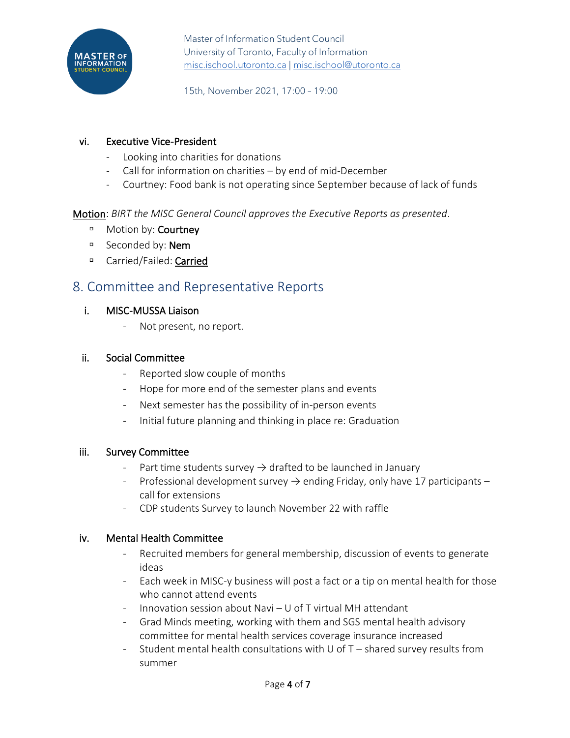vi. Executive Vice-President

- Looking into charities for donations
- Call for information on charities – by end of mid-December
- Courtney: Food bank is not operating since September because of lack of funds

Motion: *BIRT the MISC General Council approves the Executive Reports as presented*.

- Motion by: **Courtney**
- Seconded by: **Nem**
- Carried/Failed: **Carried**

## 8. Committee and Representative Reports

i. MISC-MUSSA Liaison

- Not present, no report.

ii. Social Committee

- Reported slow couple of months
- Hope for more end of the semester plans and events
- Next semester has the possibility of in-person events
- Initial future planning and thinking in place re: Graduation

iii. Survey Committee

- Part time students survey → drafted to be launched in January
- Professional development survey → ending Friday, only have 17 participants – call for extensions
- CDP students Survey to launch November 22 with raffle

iv. Mental Health Committee

- Recruited members for general membership, discussion of events to generate ideas
- Each week in MISC-y business will post a fact or a tip on mental health for those who cannot attend events
- Innovation session about Navi – U of T virtual MH attendant
- Grad Minds meeting, working with them and SGS mental health advisory committee for mental health services coverage insurance increased
- Student mental health consultations with U of T – shared survey results from summer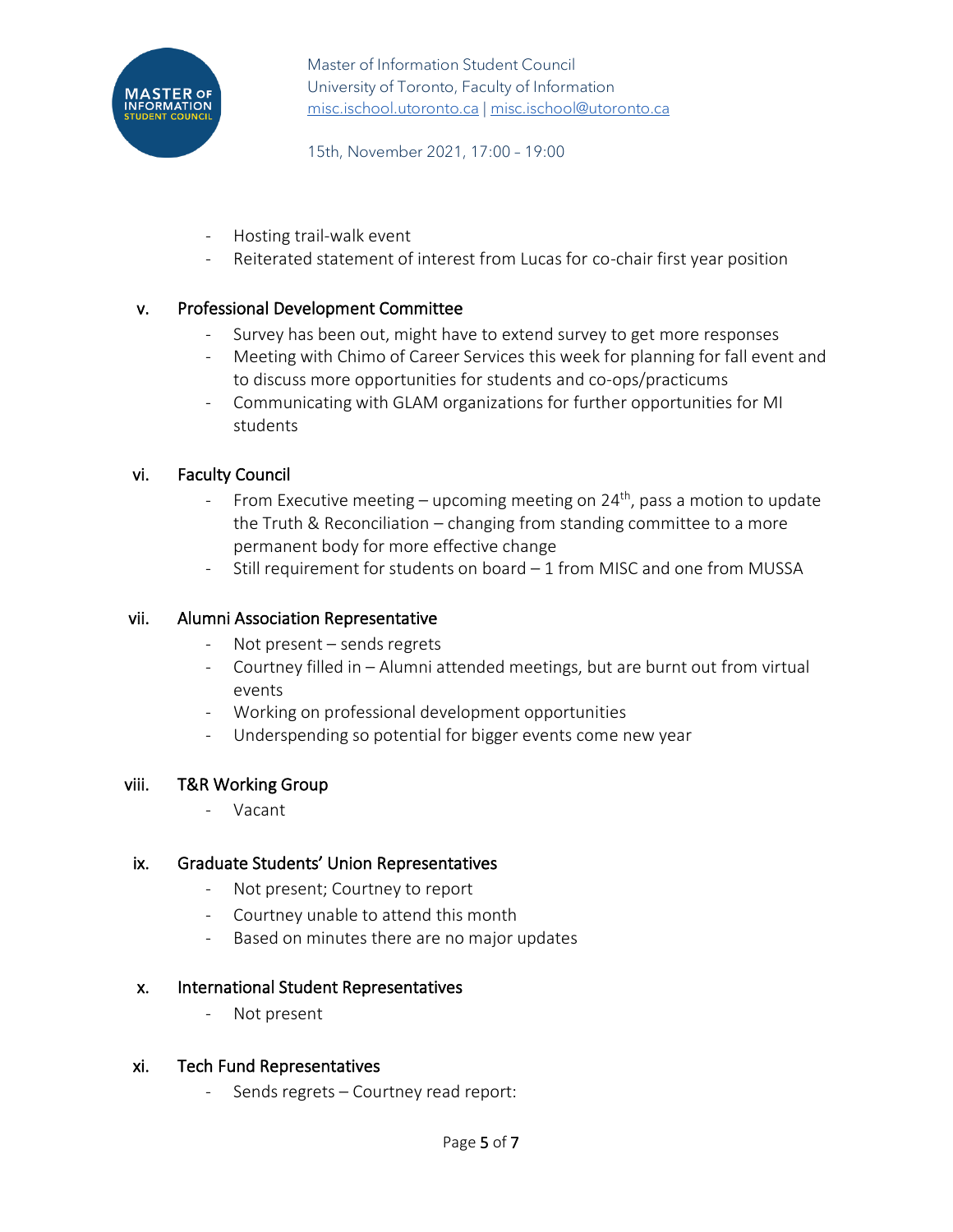- Hosting trail-walk event
- Reiterated statement of interest from Lucas for co-chair first year position

### v. Professional Development Committee

- Survey has been out, might have to extend survey to get more responses
- Meeting with Chimo of Career Services this week for planning for fall event and to discuss more opportunities for students and co-ops/practicums
- Communicating with GLAM organizations for further opportunities for MI students

### vi. Faculty Council

- From Executive meeting – upcoming meeting on 24th, pass a motion to update the Truth & Reconciliation – changing from standing committee to a more permanent body for more effective change
- Still requirement for students on board – 1 from MISC and one from MUSSA

### vii. Alumni Association Representative

- Not present – sends regrets
- Courtney filled in – Alumni attended meetings, but are burnt out from virtual events
- Working on professional development opportunities
- Underspending so potential for bigger events come new year

### viii. T&R Working Group

- Vacant

### ix. Graduate Students' Union Representatives

- Not present; Courtney to report
- Courtney unable to attend this month
- Based on minutes there are no major updates

### x. International Student Representatives

- Not present

### xi. Tech Fund Representatives

- Sends regrets – Courtney read report: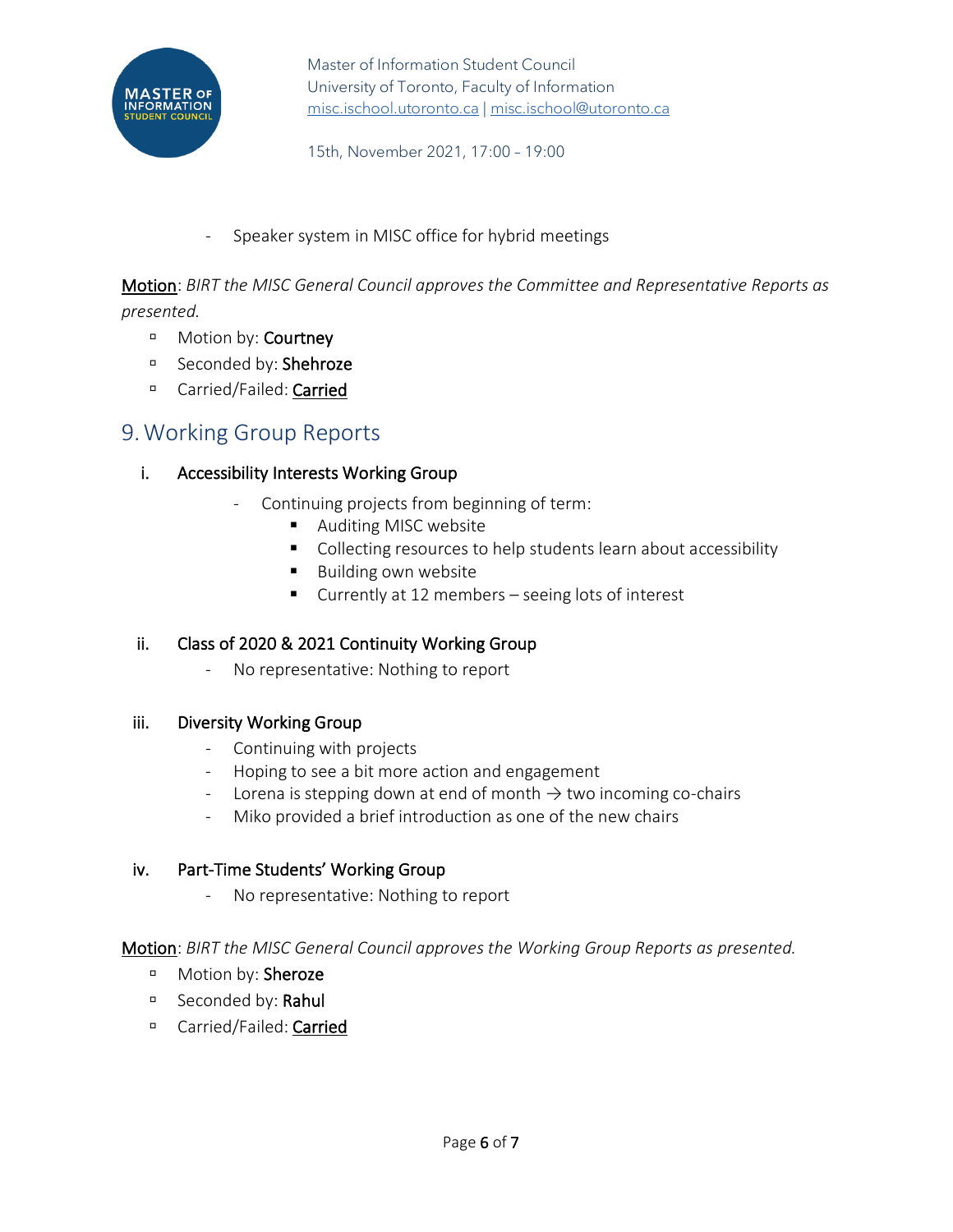- Speaker system in MISC office for hybrid meetings

**Motion**: *BIRT the MISC General Council approves the Committee and Representative Reports as presented.*

- Motion by: **Courtney**
- Seconded by: **Shehroze**
- Carried/Failed: **Carried**

## 9. Working Group Reports

### i. Accessibility Interests Working Group

- Continuing projects from beginning of term:
  - Auditing MISC website
  - Collecting resources to help students learn about accessibility
  - Building own website
  - Currently at 12 members – seeing lots of interest

### ii. Class of 2020 & 2021 Continuity Working Group

- No representative: Nothing to report

### iii. Diversity Working Group

- Continuing with projects
- Hoping to see a bit more action and engagement
- Lorena is stepping down at end of month → two incoming co-chairs
- Miko provided a brief introduction as one of the new chairs

### iv. Part-Time Students' Working Group

- No representative: Nothing to report

**Motion**: *BIRT the MISC General Council approves the Working Group Reports as presented.*

- Motion by: **Sheroze**
- Seconded by: **Rahul**
- Carried/Failed: **Carried**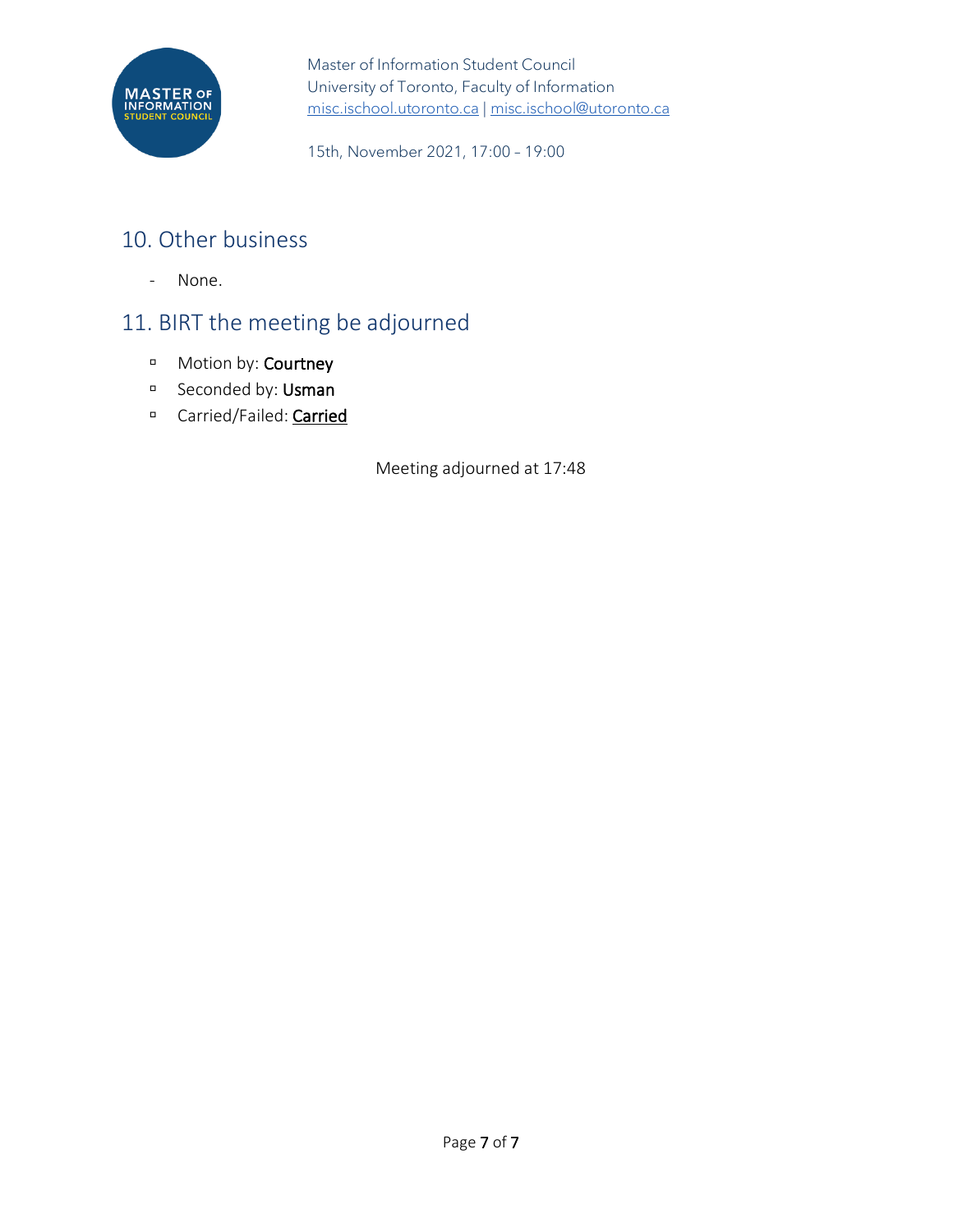Master of Information Student Council
University of Toronto, Faculty of Information
misc.ischool.utoronto.ca | misc.ischool@utoronto.ca

15th, November 2021, 17:00 – 19:00

## 10. Other business

- None.

## 11. BIRT the meeting be adjourned

- Motion by: **Courtney**
- Seconded by: **Usman**
- Carried/Failed: **Carried**

Meeting adjourned at 17:48